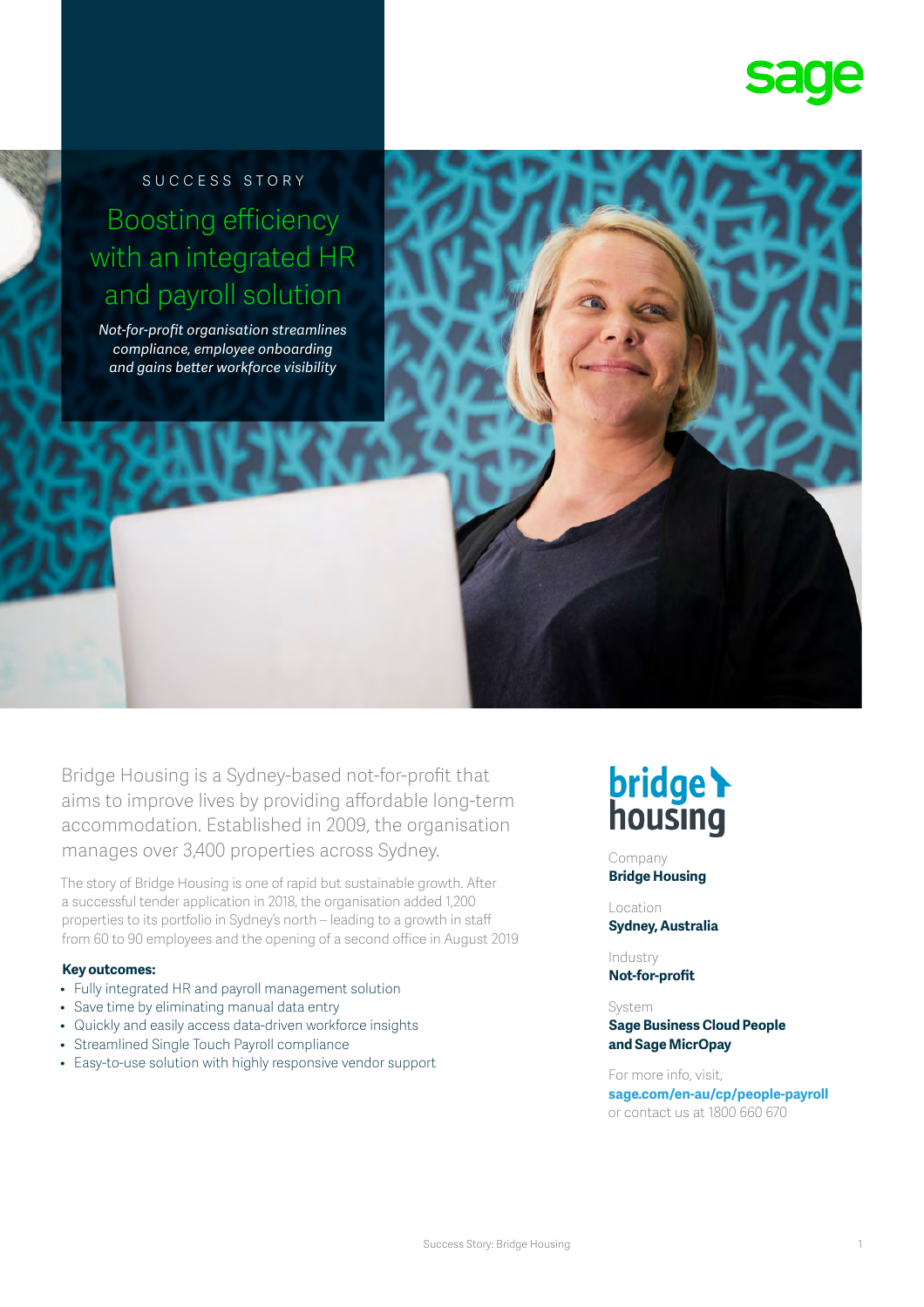SUCCESS STORY

# Boosting efficiency with an integrated HR and payroll solution

*Not-for-profit organisation streamlines compliance, employee onboarding and gains better workforce visibility*

Bridge Housing is a Sydney-based not-for-profit that aims to improve lives by providing affordable long-term accommodation. Established in 2009, the organisation manages over 3,400 properties across Sydney.

The story of Bridge Housing is one of rapid but sustainable growth. After a successful tender application in 2018, the organisation added 1,200 properties to its portfolio in Sydney's north – leading to a growth in staff from 60 to 90 employees and the opening of a second office in August 2019

**Key outcomes:**

- Fully integrated HR and payroll management solution
- Save time by eliminating manual data entry
- Quickly and easily access data-driven workforce insights
- Streamlined Single Touch Payroll compliance
- Easy-to-use solution with highly responsive vendor support

Company
**Bridge Housing**

Location
**Sydney, Australia**

Industry
**Not-for-profit**

System
**Sage Business Cloud People and Sage MicrOpay**

For more info, visit,
**sage.com/en-au/cp/people-payroll**
or contact us at 1800 660 670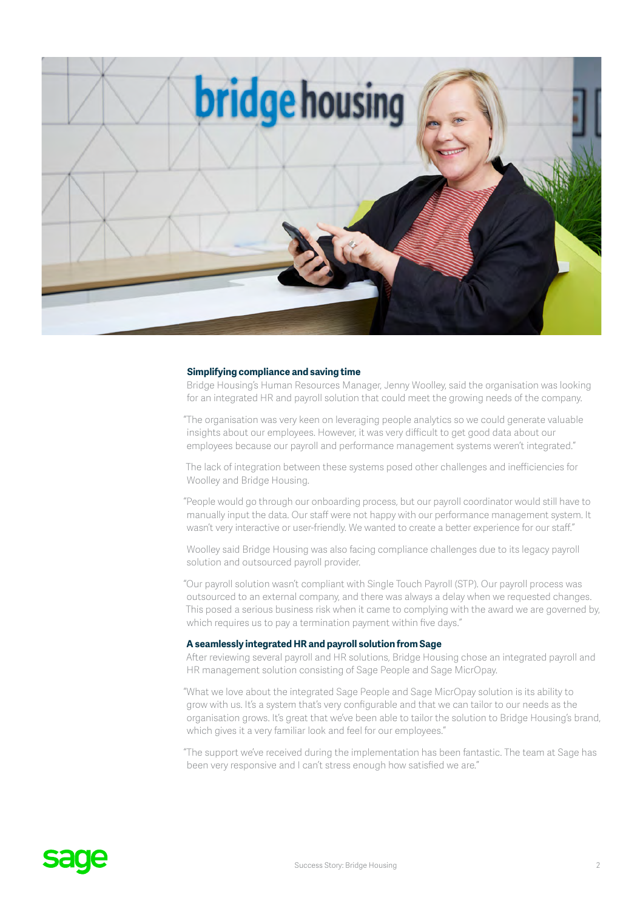### Simplifying compliance and saving time

Bridge Housing's Human Resources Manager, Jenny Woolley, said the organisation was looking for an integrated HR and payroll solution that could meet the growing needs of the company.

"The organisation was very keen on leveraging people analytics so we could generate valuable insights about our employees. However, it was very difficult to get good data about our employees because our payroll and performance management systems weren't integrated."

The lack of integration between these systems posed other challenges and inefficiencies for Woolley and Bridge Housing.

"People would go through our onboarding process, but our payroll coordinator would still have to manually input the data. Our staff were not happy with our performance management system. It wasn't very interactive or user-friendly. We wanted to create a better experience for our staff."

Woolley said Bridge Housing was also facing compliance challenges due to its legacy payroll solution and outsourced payroll provider.

"Our payroll solution wasn't compliant with Single Touch Payroll (STP). Our payroll process was outsourced to an external company, and there was always a delay when we requested changes. This posed a serious business risk when it came to complying with the award we are governed by, which requires us to pay a termination payment within five days."

### A seamlessly integrated HR and payroll solution from Sage

After reviewing several payroll and HR solutions, Bridge Housing chose an integrated payroll and HR management solution consisting of Sage People and Sage MicrOpay.

"What we love about the integrated Sage People and Sage MicrOpay solution is its ability to grow with us. It's a system that's very configurable and that we can tailor to our needs as the organisation grows. It's great that we've been able to tailor the solution to Bridge Housing's brand, which gives it a very familiar look and feel for our employees."

"The support we've received during the implementation has been fantastic. The team at Sage has been very responsive and I can't stress enough how satisfied we are."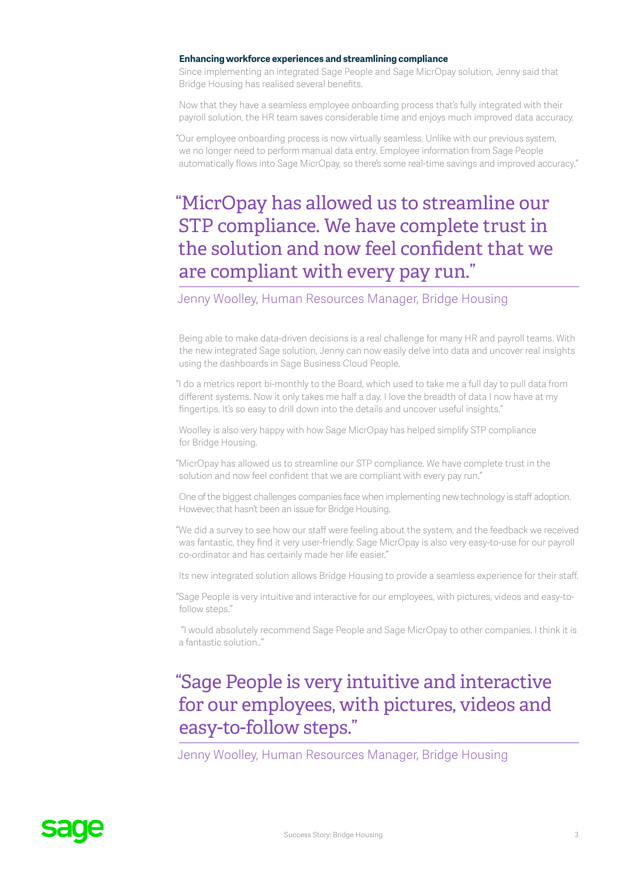**Enhancing workforce experiences and streamlining compliance**

Since implementing an integrated Sage People and Sage MicrOpay solution, Jenny said that Bridge Housing has realised several benefits.

Now that they have a seamless employee onboarding process that's fully integrated with their payroll solution, the HR team saves considerable time and enjoys much improved data accuracy.

"Our employee onboarding process is now virtually seamless. Unlike with our previous system, we no longer need to perform manual data entry. Employee information from Sage People automatically flows into Sage MicrOpay, so there's some real-time savings and improved accuracy."

> "MicrOpay has allowed us to streamline our STP compliance. We have complete trust in the solution and now feel confident that we are compliant with every pay run."
>
> Jenny Woolley, Human Resources Manager, Bridge Housing

Being able to make data-driven decisions is a real challenge for many HR and payroll teams. With the new integrated Sage solution, Jenny can now easily delve into data and uncover real insights using the dashboards in Sage Business Cloud People.

"I do a metrics report bi-monthly to the Board, which used to take me a full day to pull data from different systems. Now it only takes me half a day. I love the breadth of data I now have at my fingertips. It's so easy to drill down into the details and uncover useful insights."

Woolley is also very happy with how Sage MicrOpay has helped simplify STP compliance for Bridge Housing.

"MicrOpay has allowed us to streamline our STP compliance. We have complete trust in the solution and now feel confident that we are compliant with every pay run."

One of the biggest challenges companies face when implementing new technology is staff adoption. However, that hasn't been an issue for Bridge Housing.

"We did a survey to see how our staff were feeling about the system, and the feedback we received was fantastic, they find it very user-friendly. Sage MicrOpay is also very easy-to-use for our payroll co-ordinator and has certainly made her life easier."

Its new integrated solution allows Bridge Housing to provide a seamless experience for their staff.

"Sage People is very intuitive and interactive for our employees, with pictures, videos and easy-to-follow steps."

"I would absolutely recommend Sage People and Sage MicrOpay to other companies. I think it is a fantastic solution.."

> "Sage People is very intuitive and interactive for our employees, with pictures, videos and easy-to-follow steps."
>
> Jenny Woolley, Human Resources Manager, Bridge Housing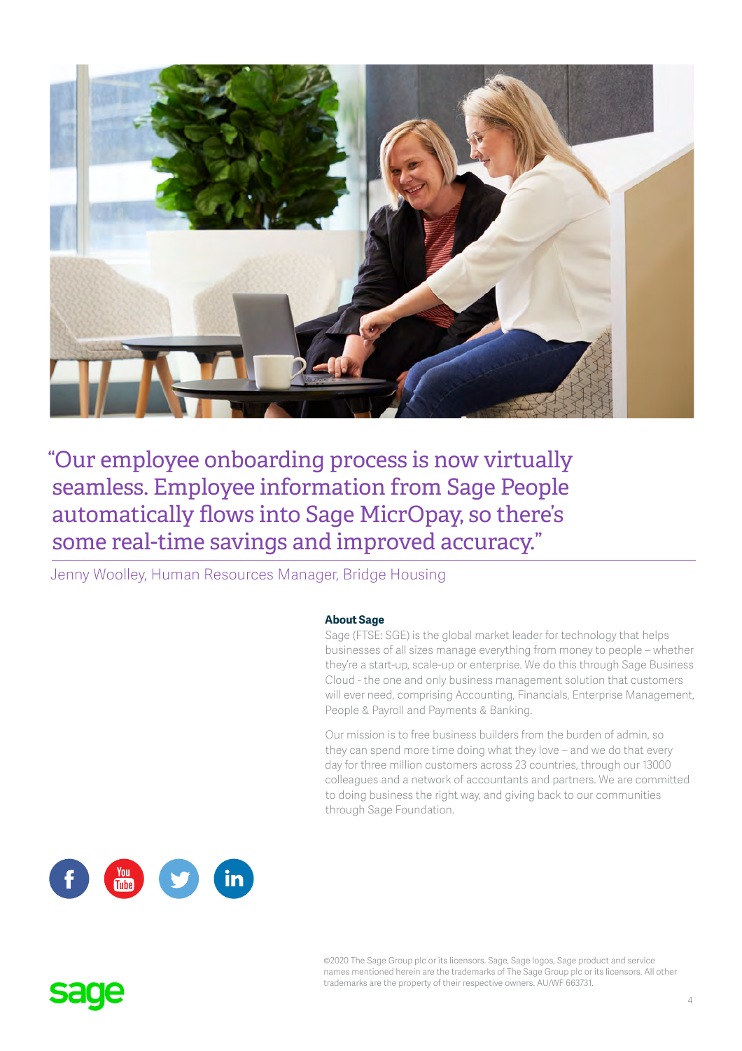"Our employee onboarding process is now virtually seamless. Employee information from Sage People automatically flows into Sage MicrOpay, so there's some real-time savings and improved accuracy."

Jenny Woolley, Human Resources Manager, Bridge Housing

**About Sage**

Sage (FTSE: SGE) is the global market leader for technology that helps businesses of all sizes manage everything from money to people – whether they're a start-up, scale-up or enterprise. We do this through Sage Business Cloud - the one and only business management solution that customers will ever need, comprising Accounting, Financials, Enterprise Management, People & Payroll and Payments & Banking.

Our mission is to free business builders from the burden of admin, so they can spend more time doing what they love – and we do that every day for three million customers across 23 countries, through our 13000 colleagues and a network of accountants and partners. We are committed to doing business the right way, and giving back to our communities through Sage Foundation.

©2020 The Sage Group plc or its licensors. Sage, Sage logos, Sage product and service names mentioned herein are the trademarks of The Sage Group plc or its licensors. All other trademarks are the property of their respective owners. AU/WF 663731.